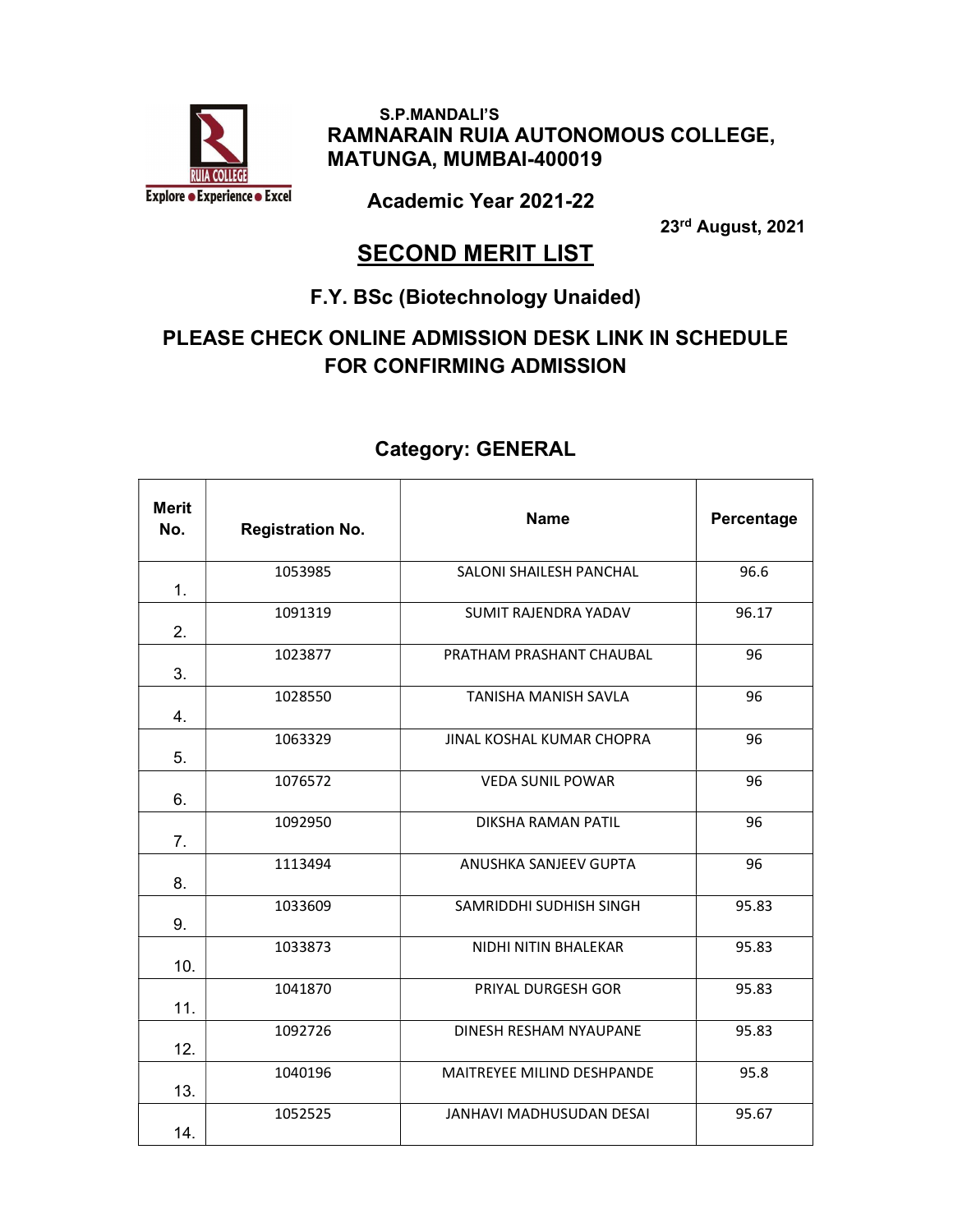S.P.MANDALI'S

**RAMNARAIN RUIA AUTONOMOUS COLLEGE, MATUNGA, MUMBAI-400019**

**Academic Year 2021-22**

**23rd August, 2021**

# SECOND MERIT LIST

## F.Y. BSc (Biotechnology Unaided)

## PLEASE CHECK ONLINE ADMISSION DESK LINK IN SCHEDULE FOR CONFIRMING ADMISSION

### Category: GENERAL

| Merit No. | Registration No. | Name | Percentage |
|---|---|---|---|
| 1. | 1053985 | SALONI SHAILESH PANCHAL | 96.6 |
| 2. | 1091319 | SUMIT RAJENDRA YADAV | 96.17 |
| 3. | 1023877 | PRATHAM PRASHANT CHAUBAL | 96 |
| 4. | 1028550 | TANISHA MANISH SAVLA | 96 |
| 5. | 1063329 | JINAL KOSHAL KUMAR CHOPRA | 96 |
| 6. | 1076572 | VEDA SUNIL POWAR | 96 |
| 7. | 1092950 | DIKSHA RAMAN PATIL | 96 |
| 8. | 1113494 | ANUSHKA SANJEEV GUPTA | 96 |
| 9. | 1033609 | SAMRIDDHI SUDHISH SINGH | 95.83 |
| 10. | 1033873 | NIDHI NITIN BHALEKAR | 95.83 |
| 11. | 1041870 | PRIYAL DURGESH GOR | 95.83 |
| 12. | 1092726 | DINESH RESHAM NYAUPANE | 95.83 |
| 13. | 1040196 | MAITREYEE MILIND DESHPANDE | 95.8 |
| 14. | 1052525 | JANHAVI MADHUSUDAN DESAI | 95.67 |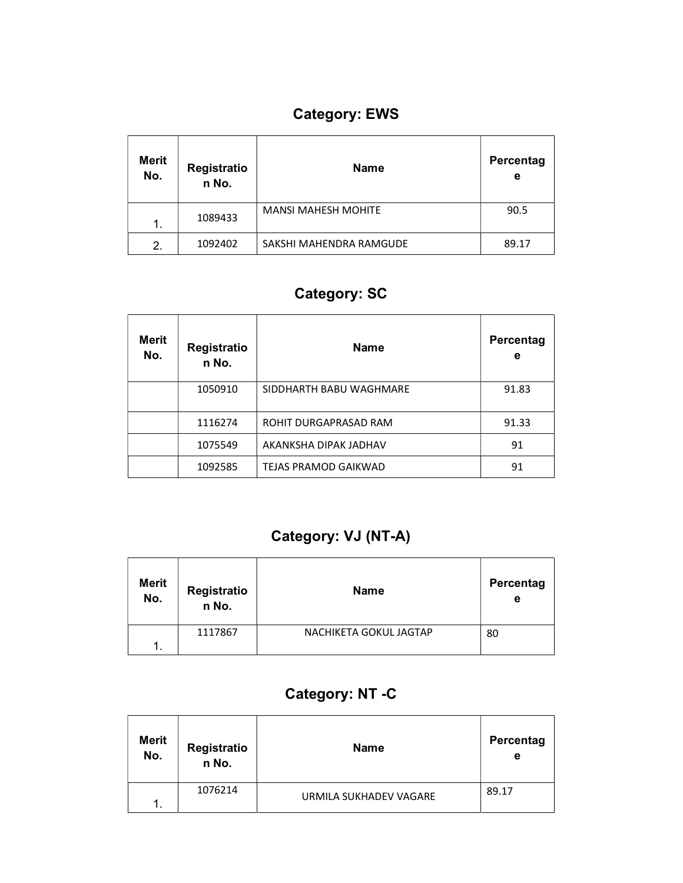## Category: EWS

| Merit No. | Registration No. | Name | Percentage |
|---|---|---|---|
| 1. | 1089433 | MANSI MAHESH MOHITE | 90.5 |
| 2. | 1092402 | SAKSHI MAHENDRA RAMGUDE | 89.17 |

## Category: SC

| Merit No. | Registration No. | Name | Percentage |
|---|---|---|---|
| | 1050910 | SIDDHARTH BABU WAGHMARE | 91.83 |
| | 1116274 | ROHIT DURGAPRASAD RAM | 91.33 |
| | 1075549 | AKANKSHA DIPAK JADHAV | 91 |
| | 1092585 | TEJAS PRAMOD GAIKWAD | 91 |

## Category: VJ (NT-A)

| Merit No. | Registration No. | Name | Percentage |
|---|---|---|---|
| 1. | 1117867 | NACHIKETA GOKUL JAGTAP | 80 |

## Category: NT -C

| Merit No. | Registration No. | Name | Percentage |
|---|---|---|---|
| 1. | 1076214 | URMILA SUKHADEV VAGARE | 89.17 |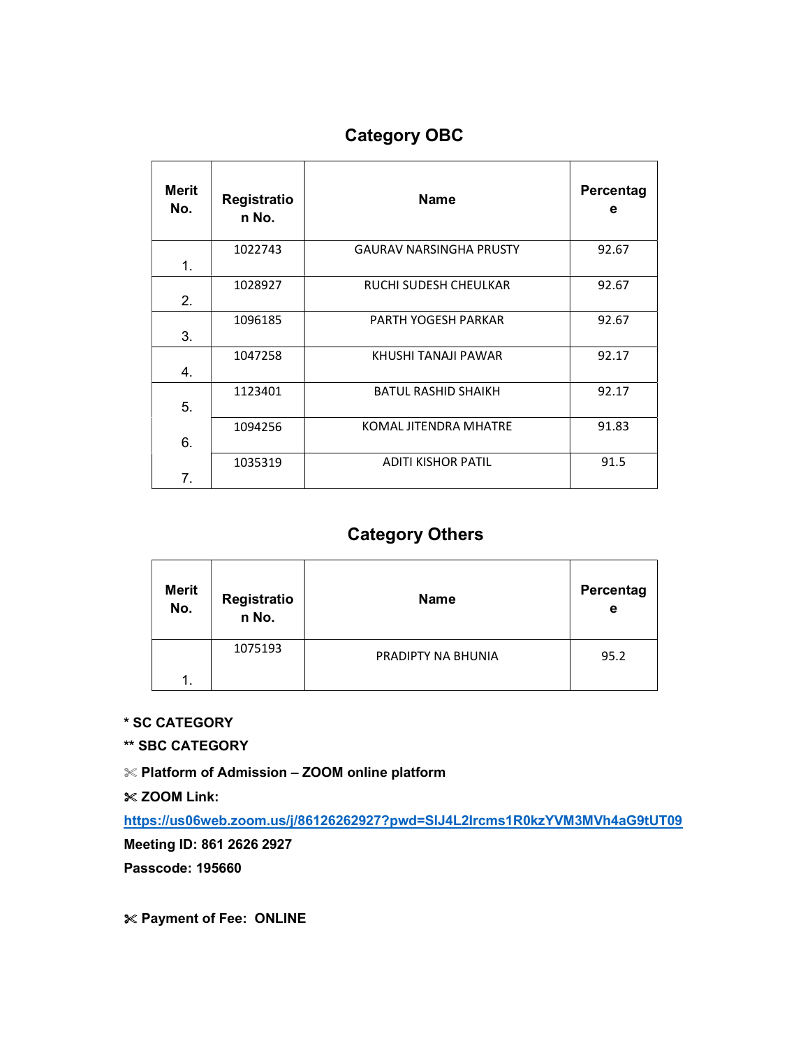## Category OBC

| Merit No. | Registration No. | Name | Percentage |
|---|---|---|---|
| 1. | 1022743 | GAURAV NARSINGHA PRUSTY | 92.67 |
| 2. | 1028927 | RUCHI SUDESH CHEULKAR | 92.67 |
| 3. | 1096185 | PARTH YOGESH PARKAR | 92.67 |
| 4. | 1047258 | KHUSHI TANAJI PAWAR | 92.17 |
| 5. | 1123401 | BATUL RASHID SHAIKH | 92.17 |
| 6. | 1094256 | KOMAL JITENDRA MHATRE | 91.83 |
| 7. | 1035319 | ADITI KISHOR PATIL | 91.5 |

## Category Others

| Merit No. | Registration No. | Name | Percentage |
|---|---|---|---|
| 1. | 1075193 | PRADIPTY NA BHUNIA | 95.2 |

**\* SC CATEGORY**

**\*\* SBC CATEGORY**

✂ **Platform of Admission – ZOOM online platform**

✂ **ZOOM Link:**

**https://us06web.zoom.us/j/86126262927?pwd=SlJ4L2lrcms1R0kzYVM3MVh4aG9tUT09**

**Meeting ID: 861 2626 2927**

**Passcode: 195660**

✂ **Payment of Fee: ONLINE**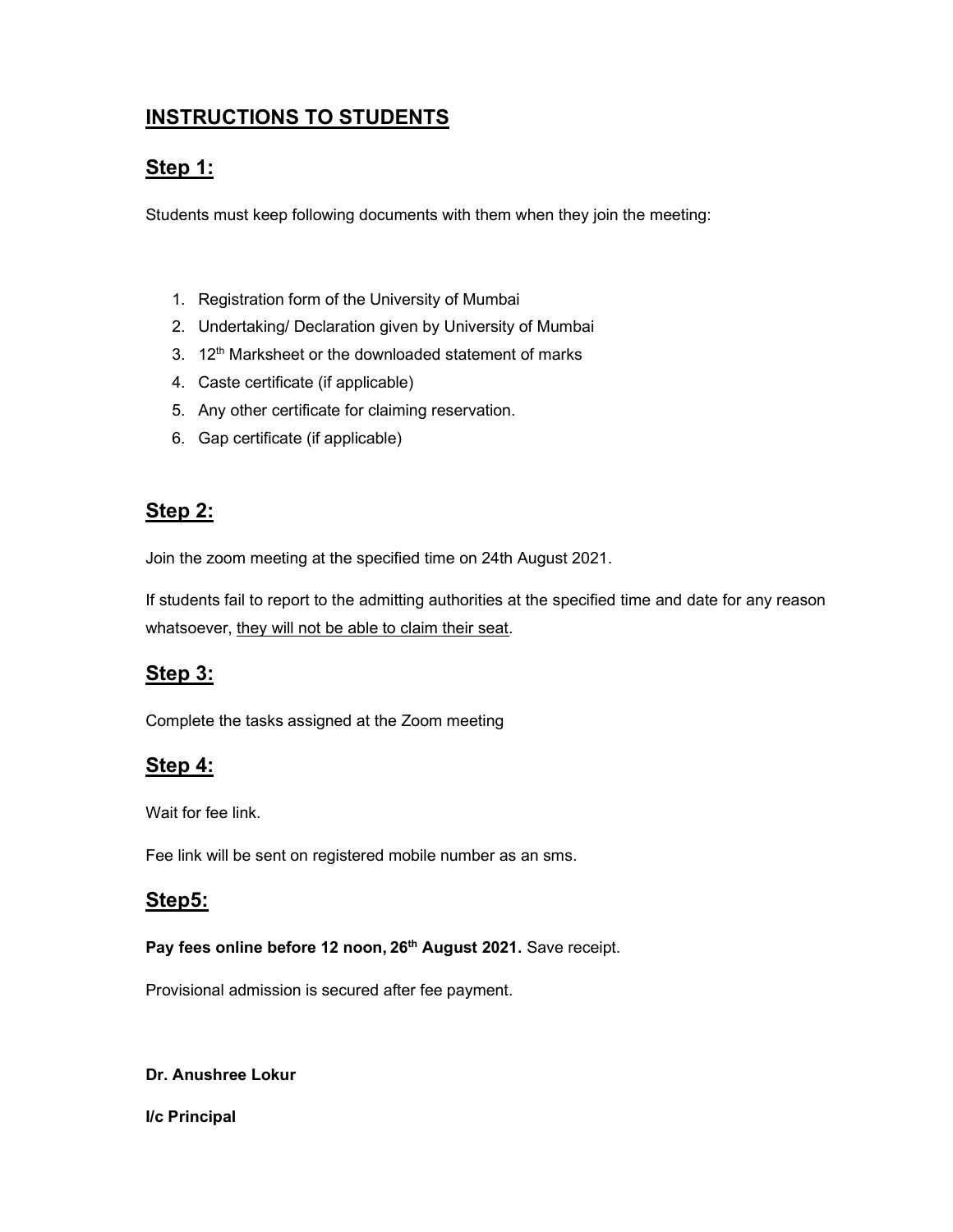# INSTRUCTIONS TO STUDENTS

## Step 1:

Students must keep following documents with them when they join the meeting:

1. Registration form of the University of Mumbai
2. Undertaking/ Declaration given by University of Mumbai
3. 12th Marksheet or the downloaded statement of marks
4. Caste certificate (if applicable)
5. Any other certificate for claiming reservation.
6. Gap certificate (if applicable)

## Step 2:

Join the zoom meeting at the specified time on 24th August 2021.

If students fail to report to the admitting authorities at the specified time and date for any reason whatsoever, they will not be able to claim their seat.

## Step 3:

Complete the tasks assigned at the Zoom meeting

## Step 4:

Wait for fee link.

Fee link will be sent on registered mobile number as an sms.

## Step5:

**Pay fees online before 12 noon, 26th August 2021.** Save receipt.

Provisional admission is secured after fee payment.

**Dr. Anushree Lokur**

**I/c Principal**